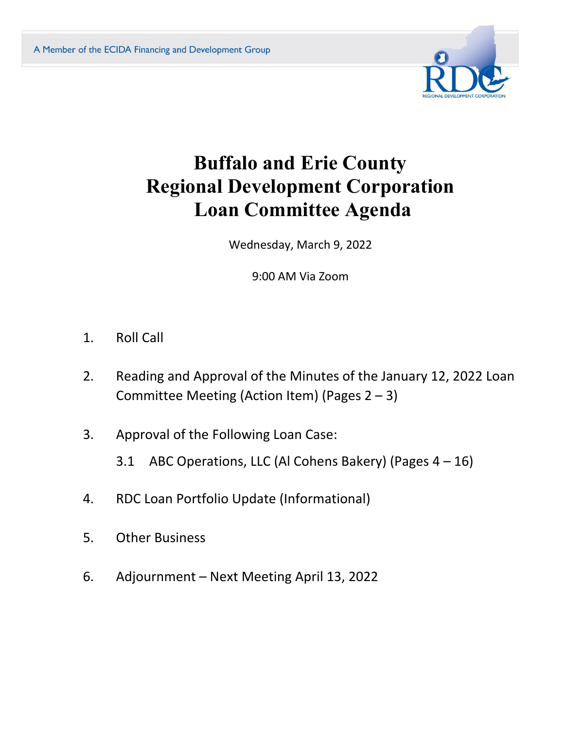A Member of the ECIDA Financing and Development Group

RDC
REGIONAL DEVELOPMENT CORPORATION

# Buffalo and Erie County
# Regional Development Corporation
# Loan Committee Agenda

Wednesday, March 9, 2022

9:00 AM Via Zoom

1. Roll Call
2. Reading and Approval of the Minutes of the January 12, 2022 Loan Committee Meeting (Action Item) (Pages 2 – 3)
3. Approval of the Following Loan Case:
   - 3.1 ABC Operations, LLC (Al Cohens Bakery) (Pages 4 – 16)
4. RDC Loan Portfolio Update (Informational)
5. Other Business
6. Adjournment – Next Meeting April 13, 2022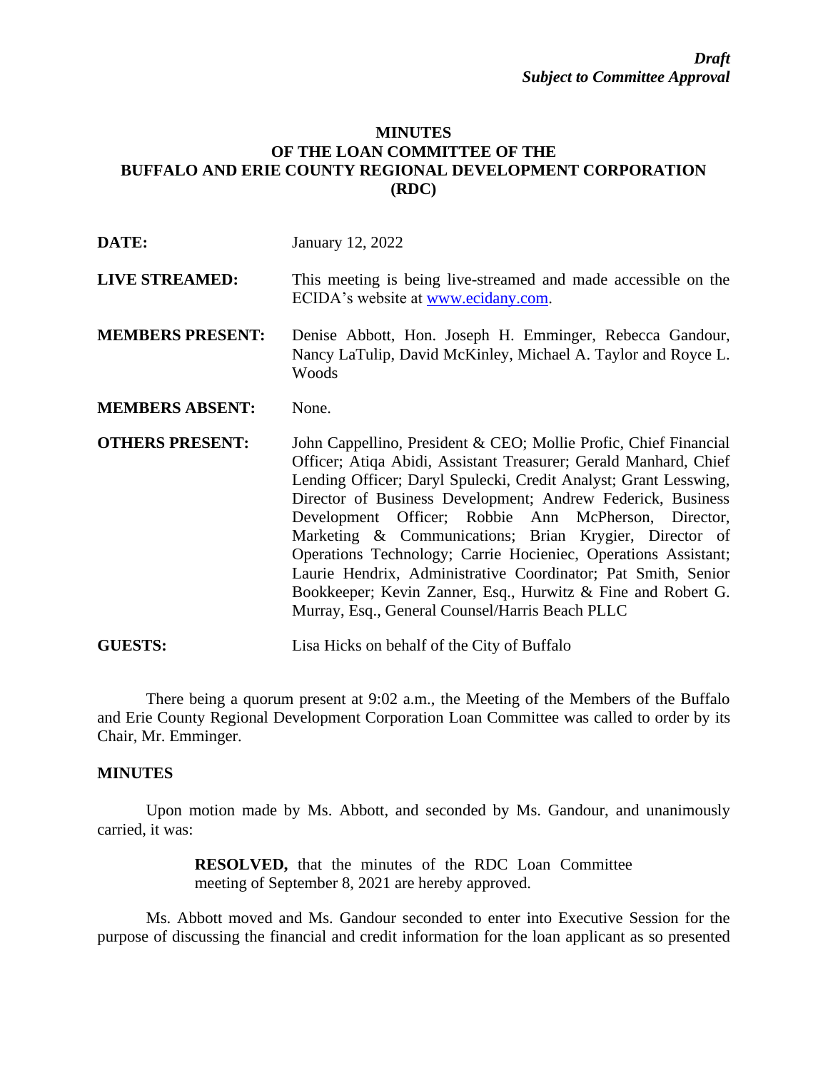*Draft*
*Subject to Committee Approval*

**MINUTES**
**OF THE LOAN COMMITTEE OF THE**
**BUFFALO AND ERIE COUNTY REGIONAL DEVELOPMENT CORPORATION**
**(RDC)**

**DATE:** January 12, 2022

**LIVE STREAMED:** This meeting is being live-streamed and made accessible on the ECIDA's website at [www.ecidany.com](www.ecidany.com).

**MEMBERS PRESENT:** Denise Abbott, Hon. Joseph H. Emminger, Rebecca Gandour, Nancy LaTulip, David McKinley, Michael A. Taylor and Royce L. Woods

**MEMBERS ABSENT:** None.

**OTHERS PRESENT:** John Cappellino, President & CEO; Mollie Profic, Chief Financial Officer; Atiqa Abidi, Assistant Treasurer; Gerald Manhard, Chief Lending Officer; Daryl Spulecki, Credit Analyst; Grant Lesswing, Director of Business Development; Andrew Federick, Business Development Officer; Robbie Ann McPherson, Director, Marketing & Communications; Brian Krygier, Director of Operations Technology; Carrie Hocieniec, Operations Assistant; Laurie Hendrix, Administrative Coordinator; Pat Smith, Senior Bookkeeper; Kevin Zanner, Esq., Hurwitz & Fine and Robert G. Murray, Esq., General Counsel/Harris Beach PLLC

**GUESTS:** Lisa Hicks on behalf of the City of Buffalo

There being a quorum present at 9:02 a.m., the Meeting of the Members of the Buffalo and Erie County Regional Development Corporation Loan Committee was called to order by its Chair, Mr. Emminger.

## MINUTES

Upon motion made by Ms. Abbott, and seconded by Ms. Gandour, and unanimously carried, it was:

> **RESOLVED,** that the minutes of the RDC Loan Committee meeting of September 8, 2021 are hereby approved.

Ms. Abbott moved and Ms. Gandour seconded to enter into Executive Session for the purpose of discussing the financial and credit information for the loan applicant as so presented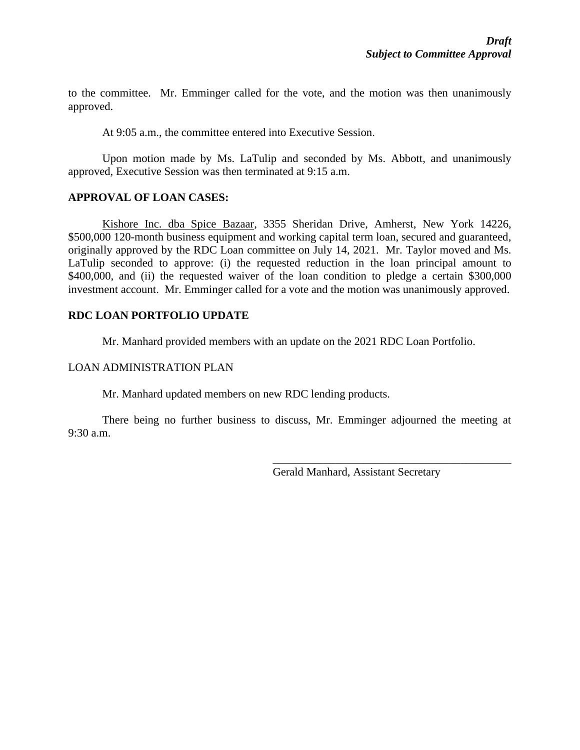*Draft*
***Subject to Committee Approval***

to the committee. Mr. Emminger called for the vote, and the motion was then unanimously approved.

At 9:05 a.m., the committee entered into Executive Session.

Upon motion made by Ms. LaTulip and seconded by Ms. Abbott, and unanimously approved, Executive Session was then terminated at 9:15 a.m.

**APPROVAL OF LOAN CASES:**

<u>Kishore Inc. dba Spice Bazaar</u>, 3355 Sheridan Drive, Amherst, New York 14226, $500,000 120-month business equipment and working capital term loan, secured and guaranteed, originally approved by the RDC Loan committee on July 14, 2021. Mr. Taylor moved and Ms. LaTulip seconded to approve: (i) the requested reduction in the loan principal amount to $400,000, and (ii) the requested waiver of the loan condition to pledge a certain $300,000 investment account. Mr. Emminger called for a vote and the motion was unanimously approved.

**RDC LOAN PORTFOLIO UPDATE**

Mr. Manhard provided members with an update on the 2021 RDC Loan Portfolio.

LOAN ADMINISTRATION PLAN

Mr. Manhard updated members on new RDC lending products.

There being no further business to discuss, Mr. Emminger adjourned the meeting at 9:30 a.m.

\_\_\_\_\_\_\_\_\_\_\_\_\_\_\_\_\_\_\_\_\_\_\_\_\_\_\_\_\_\_\_\_\_\_\_\_\_\_\_\_\_\_
Gerald Manhard, Assistant Secretary